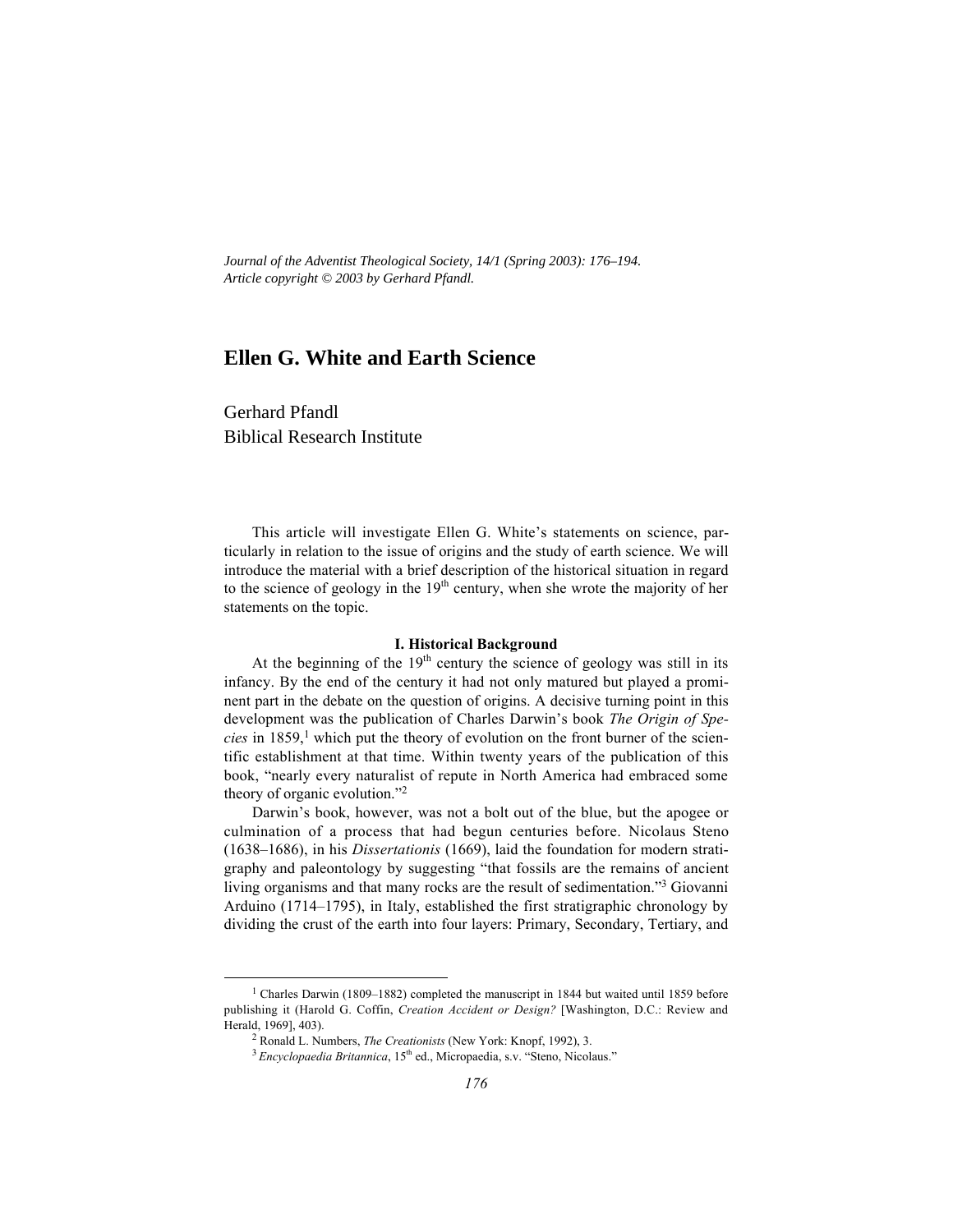*Journal of the Adventist Theological Society, 14/1 (Spring 2003): 176–194.*
*Article copyright © 2003 by Gerhard Pfandl.*

# Ellen G. White and Earth Science

Gerhard Pfandl
Biblical Research Institute

This article will investigate Ellen G. White's statements on science, particularly in relation to the issue of origins and the study of earth science. We will introduce the material with a brief description of the historical situation in regard to the science of geology in the 19th century, when she wrote the majority of her statements on the topic.

## I. Historical Background

At the beginning of the 19th century the science of geology was still in its infancy. By the end of the century it had not only matured but played a prominent part in the debate on the question of origins. A decisive turning point in this development was the publication of Charles Darwin's book *The Origin of Species* in 1859,[1] which put the theory of evolution on the front burner of the scientific establishment at that time. Within twenty years of the publication of this book, "nearly every naturalist of repute in North America had embraced some theory of organic evolution."[2]

Darwin's book, however, was not a bolt out of the blue, but the apogee or culmination of a process that had begun centuries before. Nicolaus Steno (1638–1686), in his *Dissertationis* (1669), laid the foundation for modern stratigraphy and paleontology by suggesting "that fossils are the remains of ancient living organisms and that many rocks are the result of sedimentation."[3] Giovanni Arduino (1714–1795), in Italy, established the first stratigraphic chronology by dividing the crust of the earth into four layers: Primary, Secondary, Tertiary, and

---

[1] Charles Darwin (1809–1882) completed the manuscript in 1844 but waited until 1859 before publishing it (Harold G. Coffin, *Creation Accident or Design?* [Washington, D.C.: Review and Herald, 1969], 403).

[2] Ronald L. Numbers, *The Creationists* (New York: Knopf, 1992), 3.

[3] *Encyclopaedia Britannica*, 15th ed., Micropaedia, s.v. "Steno, Nicolaus."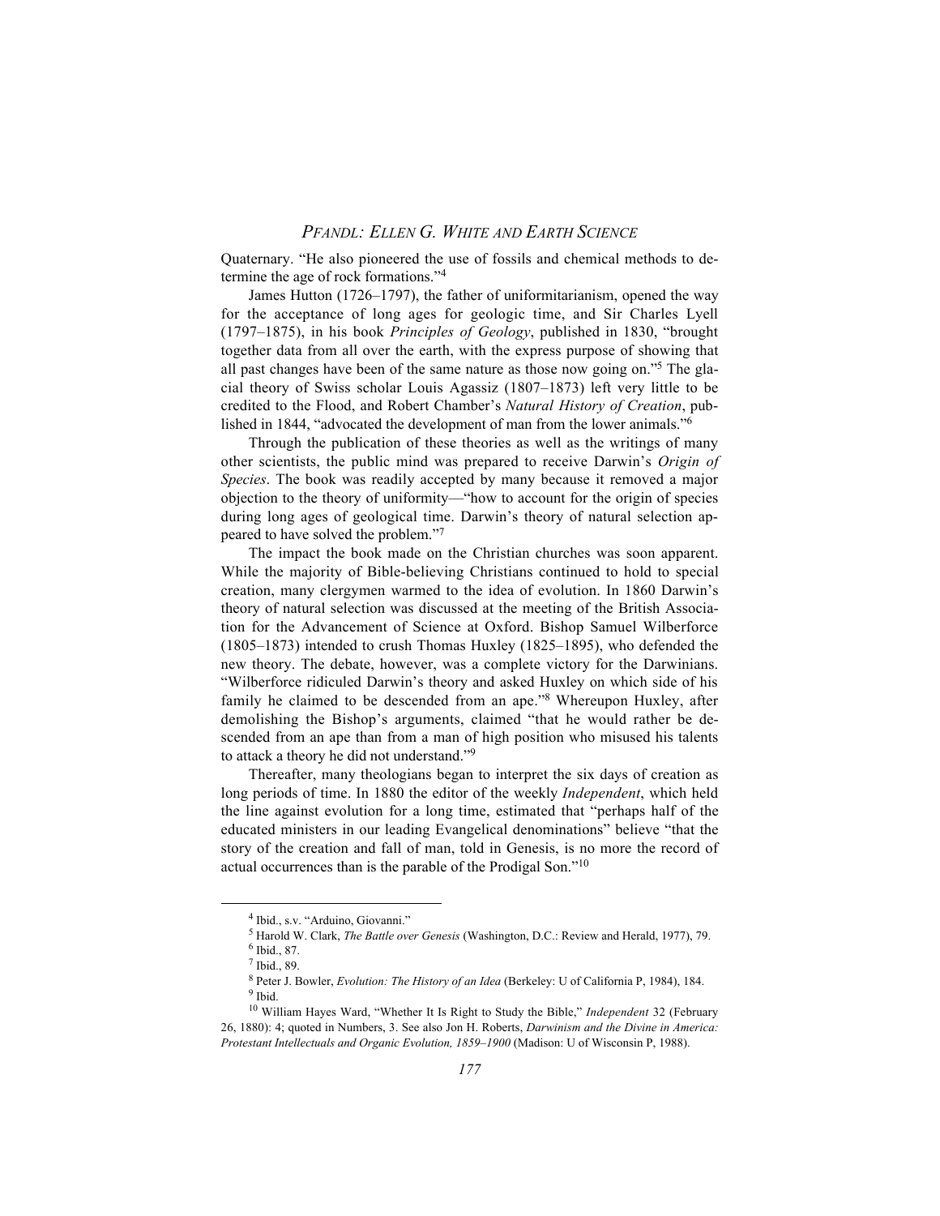Quaternary. "He also pioneered the use of fossils and chemical methods to determine the age of rock formations."[4]

James Hutton (1726–1797), the father of uniformitarianism, opened the way for the acceptance of long ages for geologic time, and Sir Charles Lyell (1797–1875), in his book *Principles of Geology*, published in 1830, "brought together data from all over the earth, with the express purpose of showing that all past changes have been of the same nature as those now going on."[5] The glacial theory of Swiss scholar Louis Agassiz (1807–1873) left very little to be credited to the Flood, and Robert Chamber's *Natural History of Creation*, published in 1844, "advocated the development of man from the lower animals."[6]

Through the publication of these theories as well as the writings of many other scientists, the public mind was prepared to receive Darwin's *Origin of Species*. The book was readily accepted by many because it removed a major objection to the theory of uniformity—"how to account for the origin of species during long ages of geological time. Darwin's theory of natural selection appeared to have solved the problem."[7]

The impact the book made on the Christian churches was soon apparent. While the majority of Bible-believing Christians continued to hold to special creation, many clergymen warmed to the idea of evolution. In 1860 Darwin's theory of natural selection was discussed at the meeting of the British Association for the Advancement of Science at Oxford. Bishop Samuel Wilberforce (1805–1873) intended to crush Thomas Huxley (1825–1895), who defended the new theory. The debate, however, was a complete victory for the Darwinians. "Wilberforce ridiculed Darwin's theory and asked Huxley on which side of his family he claimed to be descended from an ape."[8] Whereupon Huxley, after demolishing the Bishop's arguments, claimed "that he would rather be descended from an ape than from a man of high position who misused his talents to attack a theory he did not understand."[9]

Thereafter, many theologians began to interpret the six days of creation as long periods of time. In 1880 the editor of the weekly *Independent*, which held the line against evolution for a long time, estimated that "perhaps half of the educated ministers in our leading Evangelical denominations" believe "that the story of the creation and fall of man, told in Genesis, is no more the record of actual occurrences than is the parable of the Prodigal Son."[10]

---

[4] Ibid., s.v. "Arduino, Giovanni."

[5] Harold W. Clark, *The Battle over Genesis* (Washington, D.C.: Review and Herald, 1977), 79.

[6] Ibid., 87.

[7] Ibid., 89.

[8] Peter J. Bowler, *Evolution: The History of an Idea* (Berkeley: U of California P, 1984), 184.

[9] Ibid.

[10] William Hayes Ward, "Whether It Is Right to Study the Bible," *Independent* 32 (February 26, 1880): 4; quoted in Numbers, 3. See also Jon H. Roberts, *Darwinism and the Divine in America: Protestant Intellectuals and Organic Evolution, 1859–1900* (Madison: U of Wisconsin P, 1988).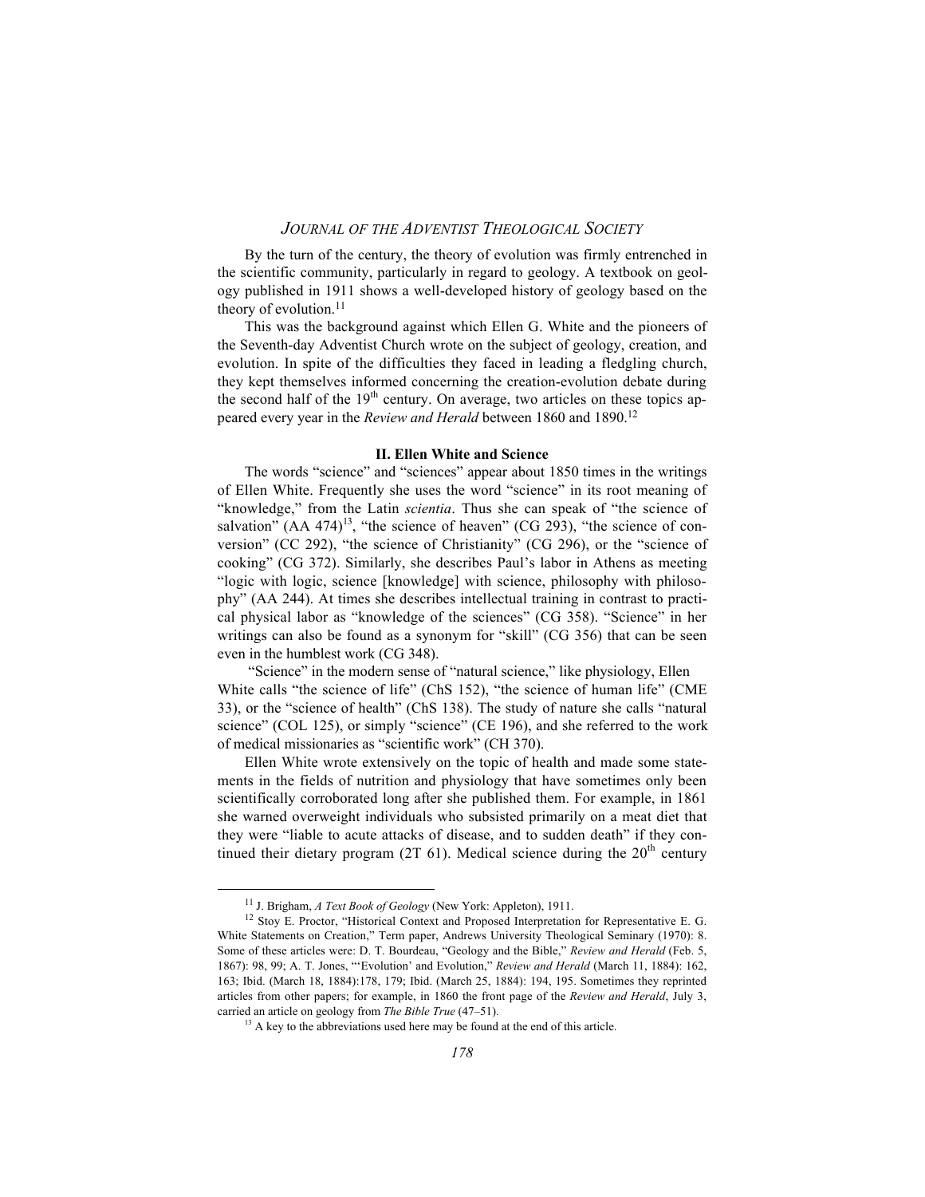By the turn of the century, the theory of evolution was firmly entrenched in the scientific community, particularly in regard to geology. A textbook on geology published in 1911 shows a well-developed history of geology based on the theory of evolution.[11]

This was the background against which Ellen G. White and the pioneers of the Seventh-day Adventist Church wrote on the subject of geology, creation, and evolution. In spite of the difficulties they faced in leading a fledgling church, they kept themselves informed concerning the creation-evolution debate during the second half of the 19th century. On average, two articles on these topics appeared every year in the *Review and Herald* between 1860 and 1890.[12]

## II. Ellen White and Science

The words "science" and "sciences" appear about 1850 times in the writings of Ellen White. Frequently she uses the word "science" in its root meaning of "knowledge," from the Latin *scientia*. Thus she can speak of "the science of salvation" (AA 474)[13], "the science of heaven" (CG 293), "the science of conversion" (CC 292), "the science of Christianity" (CG 296), or the "science of cooking" (CG 372). Similarly, she describes Paul's labor in Athens as meeting "logic with logic, science [knowledge] with science, philosophy with philosophy" (AA 244). At times she describes intellectual training in contrast to practical physical labor as "knowledge of the sciences" (CG 358). "Science" in her writings can also be found as a synonym for "skill" (CG 356) that can be seen even in the humblest work (CG 348).

"Science" in the modern sense of "natural science," like physiology, Ellen White calls "the science of life" (ChS 152), "the science of human life" (CME 33), or the "science of health" (ChS 138). The study of nature she calls "natural science" (COL 125), or simply "science" (CE 196), and she referred to the work of medical missionaries as "scientific work" (CH 370).

Ellen White wrote extensively on the topic of health and made some statements in the fields of nutrition and physiology that have sometimes only been scientifically corroborated long after she published them. For example, in 1861 she warned overweight individuals who subsisted primarily on a meat diet that they were "liable to acute attacks of disease, and to sudden death" if they continued their dietary program (2T 61). Medical science during the 20th century

---

[11] J. Brigham, *A Text Book of Geology* (New York: Appleton), 1911.

[12] Stoy E. Proctor, "Historical Context and Proposed Interpretation for Representative E. G. White Statements on Creation," Term paper, Andrews University Theological Seminary (1970): 8. Some of these articles were: D. T. Bourdeau, "Geology and the Bible," *Review and Herald* (Feb. 5, 1867): 98, 99; A. T. Jones, "'Evolution' and Evolution," *Review and Herald* (March 11, 1884): 162, 163; Ibid. (March 18, 1884):178, 179; Ibid. (March 25, 1884): 194, 195. Sometimes they reprinted articles from other papers; for example, in 1860 the front page of the *Review and Herald*, July 3, carried an article on geology from *The Bible True* (47–51).

[13] A key to the abbreviations used here may be found at the end of this article.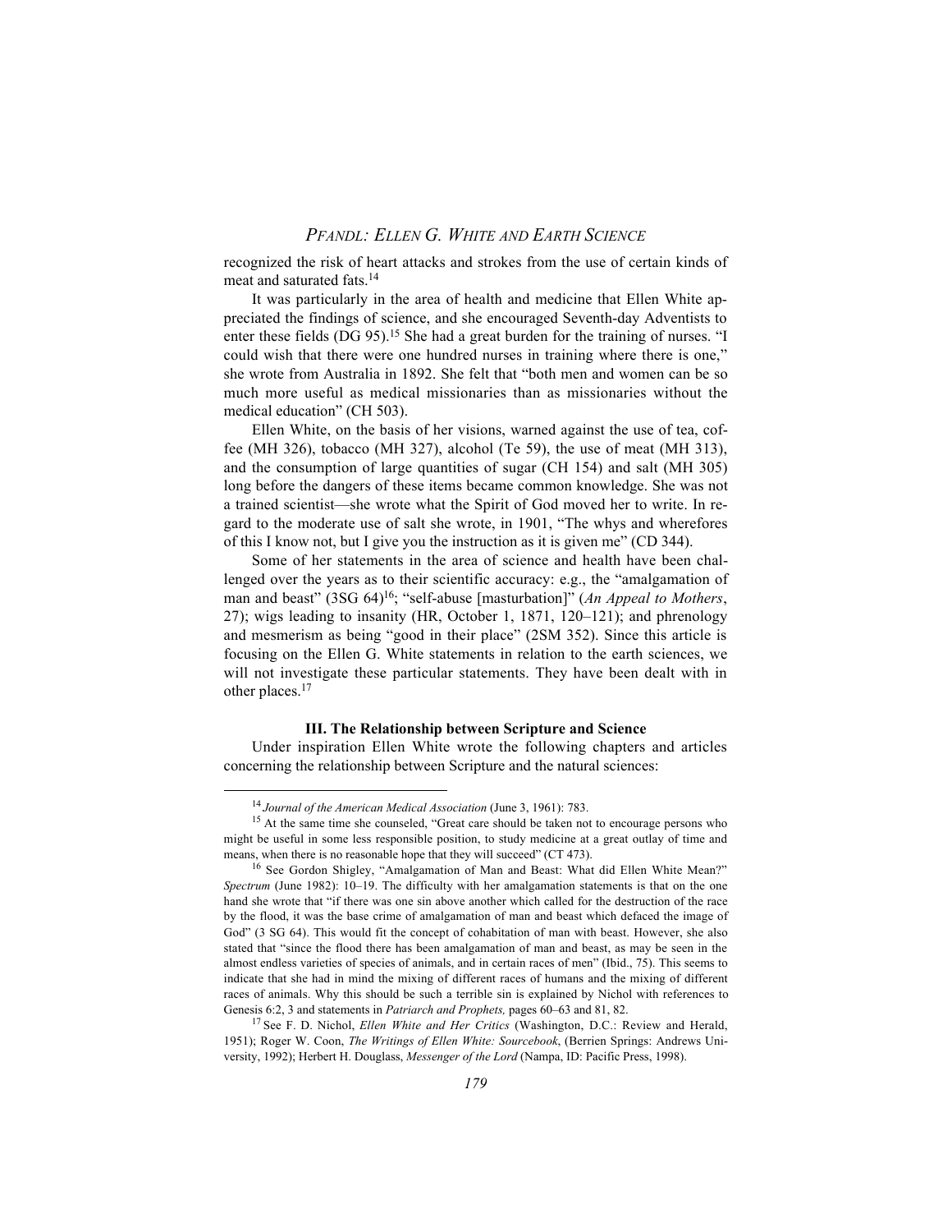recognized the risk of heart attacks and strokes from the use of certain kinds of meat and saturated fats.[14]

It was particularly in the area of health and medicine that Ellen White appreciated the findings of science, and she encouraged Seventh-day Adventists to enter these fields (DG 95).[15] She had a great burden for the training of nurses. "I could wish that there were one hundred nurses in training where there is one," she wrote from Australia in 1892. She felt that "both men and women can be so much more useful as medical missionaries than as missionaries without the medical education" (CH 503).

Ellen White, on the basis of her visions, warned against the use of tea, coffee (MH 326), tobacco (MH 327), alcohol (Te 59), the use of meat (MH 313), and the consumption of large quantities of sugar (CH 154) and salt (MH 305) long before the dangers of these items became common knowledge. She was not a trained scientist—she wrote what the Spirit of God moved her to write. In regard to the moderate use of salt she wrote, in 1901, "The whys and wherefores of this I know not, but I give you the instruction as it is given me" (CD 344).

Some of her statements in the area of science and health have been challenged over the years as to their scientific accuracy: e.g., the "amalgamation of man and beast" (3SG 64)[16]; "self-abuse [masturbation]" (*An Appeal to Mothers*, 27); wigs leading to insanity (HR, October 1, 1871, 120–121); and phrenology and mesmerism as being "good in their place" (2SM 352). Since this article is focusing on the Ellen G. White statements in relation to the earth sciences, we will not investigate these particular statements. They have been dealt with in other places.[17]

### III. The Relationship between Scripture and Science

Under inspiration Ellen White wrote the following chapters and articles concerning the relationship between Scripture and the natural sciences:

---

[14] *Journal of the American Medical Association* (June 3, 1961): 783.

[15] At the same time she counseled, "Great care should be taken not to encourage persons who might be useful in some less responsible position, to study medicine at a great outlay of time and means, when there is no reasonable hope that they will succeed" (CT 473).

[16] See Gordon Shigley, "Amalgamation of Man and Beast: What did Ellen White Mean?" *Spectrum* (June 1982): 10–19. The difficulty with her amalgamation statements is that on the one hand she wrote that "if there was one sin above another which called for the destruction of the race by the flood, it was the base crime of amalgamation of man and beast which defaced the image of God" (3 SG 64). This would fit the concept of cohabitation of man with beast. However, she also stated that "since the flood there has been amalgamation of man and beast, as may be seen in the almost endless varieties of species of animals, and in certain races of men" (Ibid., 75). This seems to indicate that she had in mind the mixing of different races of humans and the mixing of different races of animals. Why this should be such a terrible sin is explained by Nichol with references to Genesis 6:2, 3 and statements in *Patriarch and Prophets,* pages 60–63 and 81, 82.

[17] See F. D. Nichol, *Ellen White and Her Critics* (Washington, D.C.: Review and Herald, 1951); Roger W. Coon, *The Writings of Ellen White: Sourcebook*, (Berrien Springs: Andrews University, 1992); Herbert H. Douglass, *Messenger of the Lord* (Nampa, ID: Pacific Press, 1998).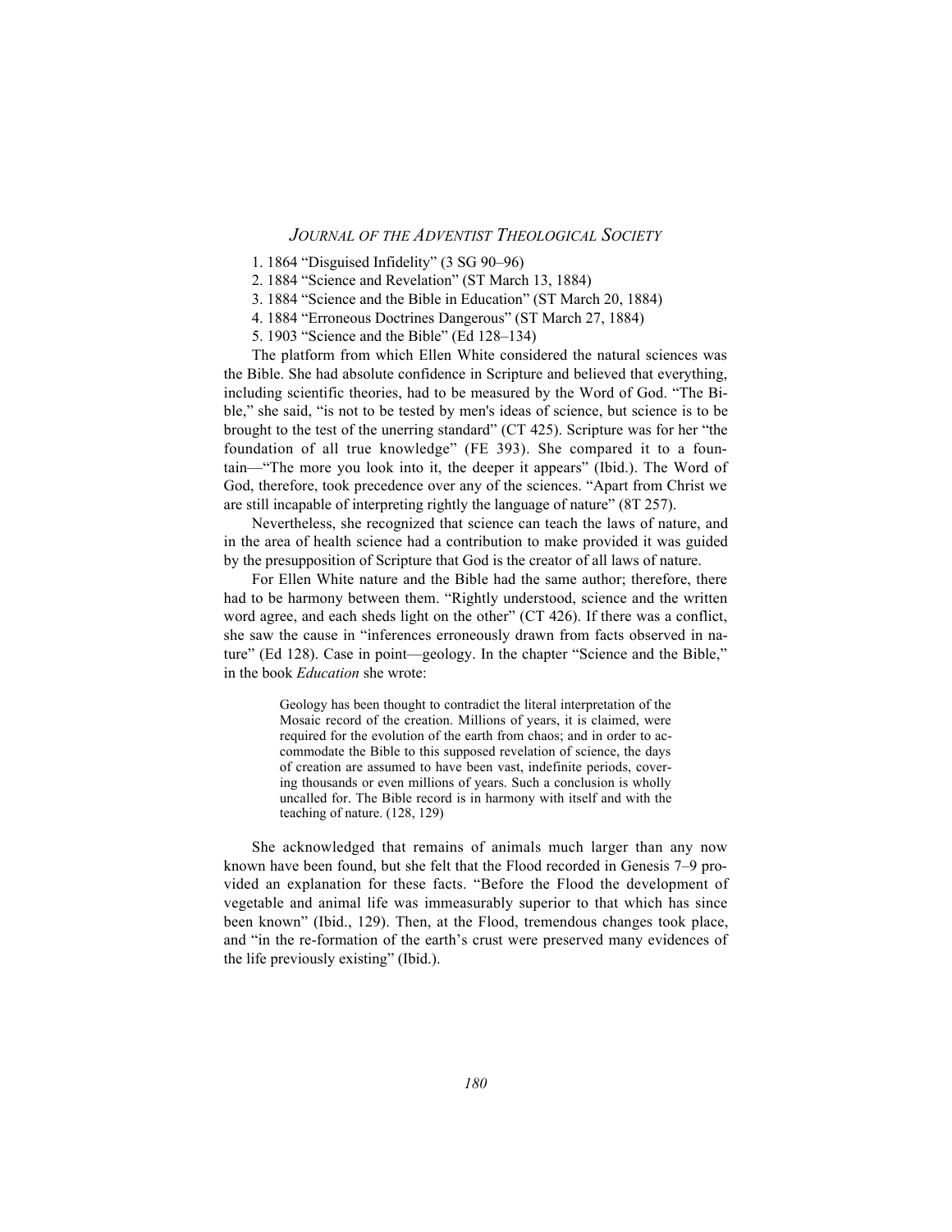1. 1864 “Disguised Infidelity” (3 SG 90–96)
2. 1884 “Science and Revelation” (ST March 13, 1884)
3. 1884 “Science and the Bible in Education” (ST March 20, 1884)
4. 1884 “Erroneous Doctrines Dangerous” (ST March 27, 1884)
5. 1903 “Science and the Bible” (Ed 128–134)

The platform from which Ellen White considered the natural sciences was the Bible. She had absolute confidence in Scripture and believed that everything, including scientific theories, had to be measured by the Word of God. “The Bible,” she said, “is not to be tested by men's ideas of science, but science is to be brought to the test of the unerring standard” (CT 425). Scripture was for her “the foundation of all true knowledge” (FE 393). She compared it to a fountain—“The more you look into it, the deeper it appears” (Ibid.). The Word of God, therefore, took precedence over any of the sciences. “Apart from Christ we are still incapable of interpreting rightly the language of nature” (8T 257).

Nevertheless, she recognized that science can teach the laws of nature, and in the area of health science had a contribution to make provided it was guided by the presupposition of Scripture that God is the creator of all laws of nature.

For Ellen White nature and the Bible had the same author; therefore, there had to be harmony between them. “Rightly understood, science and the written word agree, and each sheds light on the other” (CT 426). If there was a conflict, she saw the cause in “inferences erroneously drawn from facts observed in nature” (Ed 128). Case in point—geology. In the chapter “Science and the Bible,” in the book *Education* she wrote:

> Geology has been thought to contradict the literal interpretation of the Mosaic record of the creation. Millions of years, it is claimed, were required for the evolution of the earth from chaos; and in order to accommodate the Bible to this supposed revelation of science, the days of creation are assumed to have been vast, indefinite periods, covering thousands or even millions of years. Such a conclusion is wholly uncalled for. The Bible record is in harmony with itself and with the teaching of nature. (128, 129)

She acknowledged that remains of animals much larger than any now known have been found, but she felt that the Flood recorded in Genesis 7–9 provided an explanation for these facts. “Before the Flood the development of vegetable and animal life was immeasurably superior to that which has since been known” (Ibid., 129). Then, at the Flood, tremendous changes took place, and “in the re-formation of the earth’s crust were preserved many evidences of the life previously existing” (Ibid.).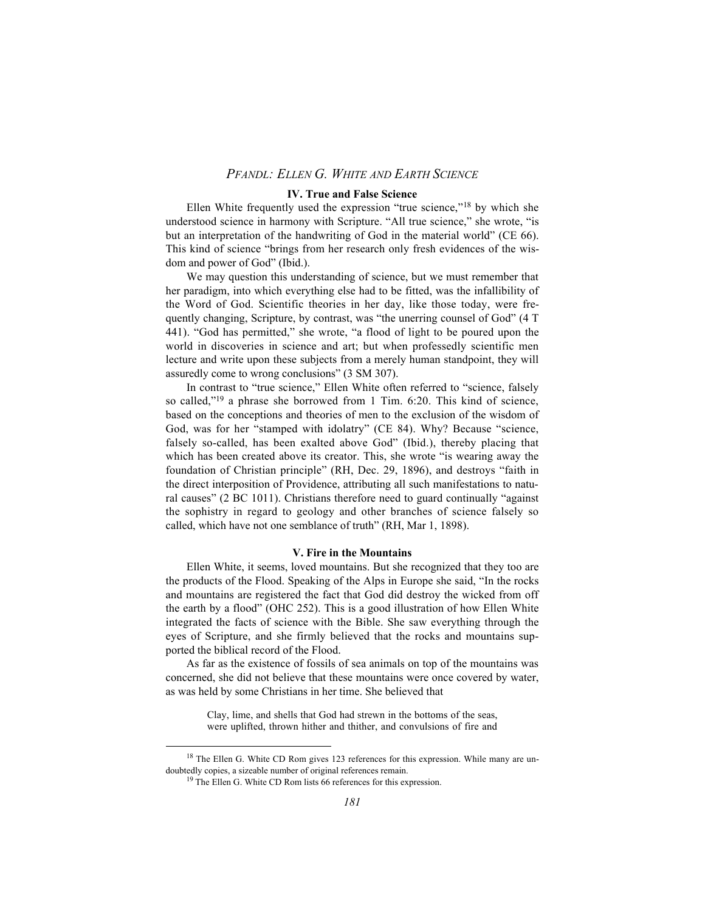### IV. True and False Science

Ellen White frequently used the expression "true science,"[18] by which she understood science in harmony with Scripture. "All true science," she wrote, "is but an interpretation of the handwriting of God in the material world" (CE 66). This kind of science "brings from her research only fresh evidences of the wisdom and power of God" (Ibid.).

We may question this understanding of science, but we must remember that her paradigm, into which everything else had to be fitted, was the infallibility of the Word of God. Scientific theories in her day, like those today, were frequently changing, Scripture, by contrast, was "the unerring counsel of God" (4 T 441). "God has permitted," she wrote, "a flood of light to be poured upon the world in discoveries in science and art; but when professedly scientific men lecture and write upon these subjects from a merely human standpoint, they will assuredly come to wrong conclusions" (3 SM 307).

In contrast to "true science," Ellen White often referred to "science, falsely so called,"[19] a phrase she borrowed from 1 Tim. 6:20. This kind of science, based on the conceptions and theories of men to the exclusion of the wisdom of God, was for her "stamped with idolatry" (CE 84). Why? Because "science, falsely so-called, has been exalted above God" (Ibid.), thereby placing that which has been created above its creator. This, she wrote "is wearing away the foundation of Christian principle" (RH, Dec. 29, 1896), and destroys "faith in the direct interposition of Providence, attributing all such manifestations to natural causes" (2 BC 1011). Christians therefore need to guard continually "against the sophistry in regard to geology and other branches of science falsely so called, which have not one semblance of truth" (RH, Mar 1, 1898).

### V. Fire in the Mountains

Ellen White, it seems, loved mountains. But she recognized that they too are the products of the Flood. Speaking of the Alps in Europe she said, "In the rocks and mountains are registered the fact that God did destroy the wicked from off the earth by a flood" (OHC 252). This is a good illustration of how Ellen White integrated the facts of science with the Bible. She saw everything through the eyes of Scripture, and she firmly believed that the rocks and mountains supported the biblical record of the Flood.

As far as the existence of fossils of sea animals on top of the mountains was concerned, she did not believe that these mountains were once covered by water, as was held by some Christians in her time. She believed that

> Clay, lime, and shells that God had strewn in the bottoms of the seas, were uplifted, thrown hither and thither, and convulsions of fire and

---

[18] The Ellen G. White CD Rom gives 123 references for this expression. While many are undoubtedly copies, a sizeable number of original references remain.

[19] The Ellen G. White CD Rom lists 66 references for this expression.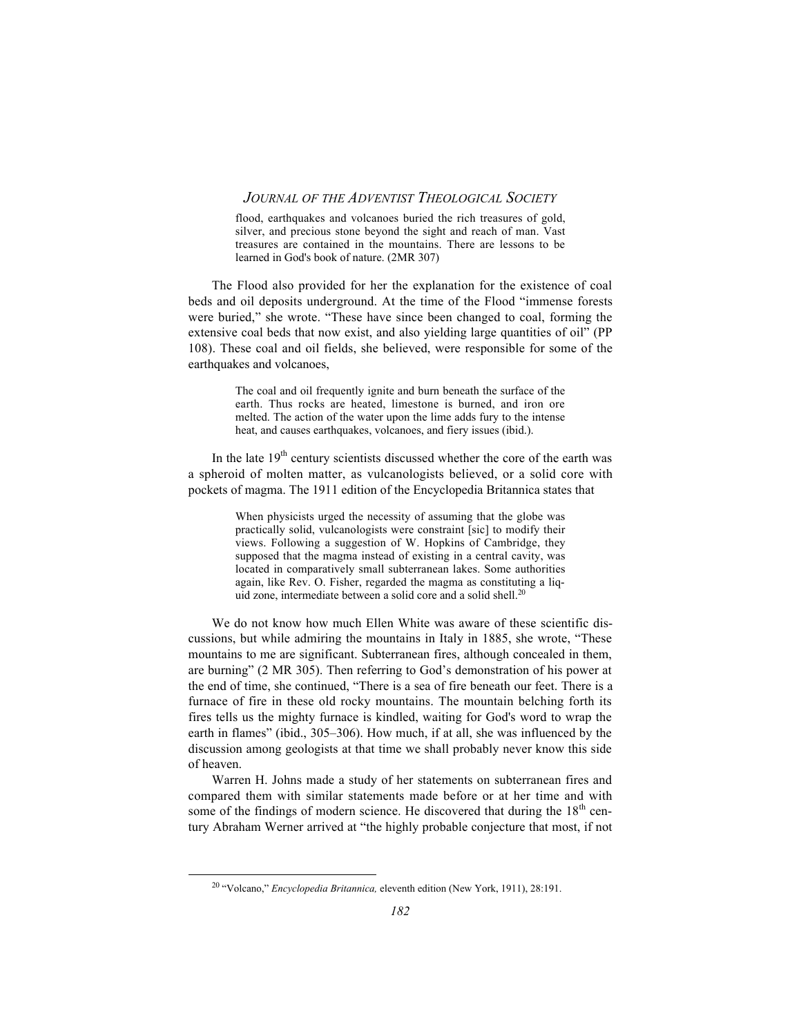> flood, earthquakes and volcanoes buried the rich treasures of gold, silver, and precious stone beyond the sight and reach of man. Vast treasures are contained in the mountains. There are lessons to be learned in God's book of nature. (2MR 307)

The Flood also provided for her the explanation for the existence of coal beds and oil deposits underground. At the time of the Flood "immense forests were buried," she wrote. "These have since been changed to coal, forming the extensive coal beds that now exist, and also yielding large quantities of oil" (PP 108). These coal and oil fields, she believed, were responsible for some of the earthquakes and volcanoes,

> The coal and oil frequently ignite and burn beneath the surface of the earth. Thus rocks are heated, limestone is burned, and iron ore melted. The action of the water upon the lime adds fury to the intense heat, and causes earthquakes, volcanoes, and fiery issues (ibid.).

In the late 19th century scientists discussed whether the core of the earth was a spheroid of molten matter, as vulcanologists believed, or a solid core with pockets of magma. The 1911 edition of the Encyclopedia Britannica states that

> When physicists urged the necessity of assuming that the globe was practically solid, vulcanologists were constraint [sic] to modify their views. Following a suggestion of W. Hopkins of Cambridge, they supposed that the magma instead of existing in a central cavity, was located in comparatively small subterranean lakes. Some authorities again, like Rev. O. Fisher, regarded the magma as constituting a liquid zone, intermediate between a solid core and a solid shell.[20]

We do not know how much Ellen White was aware of these scientific discussions, but while admiring the mountains in Italy in 1885, she wrote, "These mountains to me are significant. Subterranean fires, although concealed in them, are burning" (2 MR 305). Then referring to God's demonstration of his power at the end of time, she continued, "There is a sea of fire beneath our feet. There is a furnace of fire in these old rocky mountains. The mountain belching forth its fires tells us the mighty furnace is kindled, waiting for God's word to wrap the earth in flames" (ibid., 305–306). How much, if at all, she was influenced by the discussion among geologists at that time we shall probably never know this side of heaven.

Warren H. Johns made a study of her statements on subterranean fires and compared them with similar statements made before or at her time and with some of the findings of modern science. He discovered that during the 18th century Abraham Werner arrived at "the highly probable conjecture that most, if not

---

[20] "Volcano," *Encyclopedia Britannica,* eleventh edition (New York, 1911), 28:191.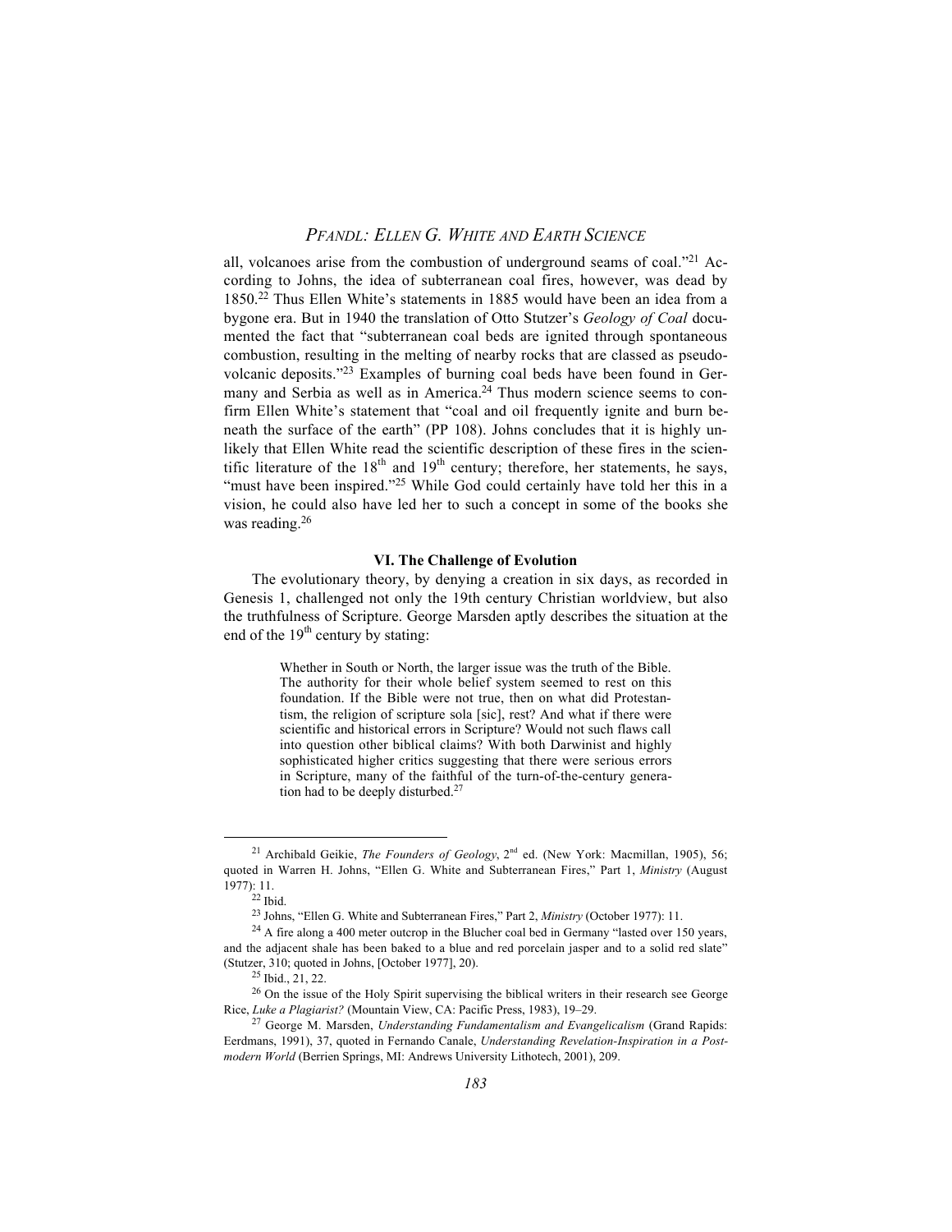all, volcanoes arise from the combustion of underground seams of coal."[21] According to Johns, the idea of subterranean coal fires, however, was dead by 1850.[22] Thus Ellen White's statements in 1885 would have been an idea from a bygone era. But in 1940 the translation of Otto Stutzer's *Geology of Coal* documented the fact that "subterranean coal beds are ignited through spontaneous combustion, resulting in the melting of nearby rocks that are classed as pseudovolcanic deposits."[23] Examples of burning coal beds have been found in Germany and Serbia as well as in America.[24] Thus modern science seems to confirm Ellen White's statement that "coal and oil frequently ignite and burn beneath the surface of the earth" (PP 108). Johns concludes that it is highly unlikely that Ellen White read the scientific description of these fires in the scientific literature of the 18th and 19th century; therefore, her statements, he says, "must have been inspired."[25] While God could certainly have told her this in a vision, he could also have led her to such a concept in some of the books she was reading.[26]

### VI. The Challenge of Evolution

The evolutionary theory, by denying a creation in six days, as recorded in Genesis 1, challenged not only the 19th century Christian worldview, but also the truthfulness of Scripture. George Marsden aptly describes the situation at the end of the 19th century by stating:

> Whether in South or North, the larger issue was the truth of the Bible. The authority for their whole belief system seemed to rest on this foundation. If the Bible were not true, then on what did Protestantism, the religion of scripture sola [sic], rest? And what if there were scientific and historical errors in Scripture? Would not such flaws call into question other biblical claims? With both Darwinist and highly sophisticated higher critics suggesting that there were serious errors in Scripture, many of the faithful of the turn-of-the-century generation had to be deeply disturbed.[27]

---

[21] Archibald Geikie, *The Founders of Geology*, 2nd ed. (New York: Macmillan, 1905), 56; quoted in Warren H. Johns, "Ellen G. White and Subterranean Fires," Part 1, *Ministry* (August 1977): 11.

[22] Ibid.

[23] Johns, "Ellen G. White and Subterranean Fires," Part 2, *Ministry* (October 1977): 11.

[24] A fire along a 400 meter outcrop in the Blucher coal bed in Germany "lasted over 150 years, and the adjacent shale has been baked to a blue and red porcelain jasper and to a solid red slate" (Stutzer, 310; quoted in Johns, [October 1977], 20).

[25] Ibid., 21, 22.

[26] On the issue of the Holy Spirit supervising the biblical writers in their research see George Rice, *Luke a Plagiarist?* (Mountain View, CA: Pacific Press, 1983), 19–29.

[27] George M. Marsden, *Understanding Fundamentalism and Evangelicalism* (Grand Rapids: Eerdmans, 1991), 37, quoted in Fernando Canale, *Understanding Revelation-Inspiration in a Postmodern World* (Berrien Springs, MI: Andrews University Lithotech, 2001), 209.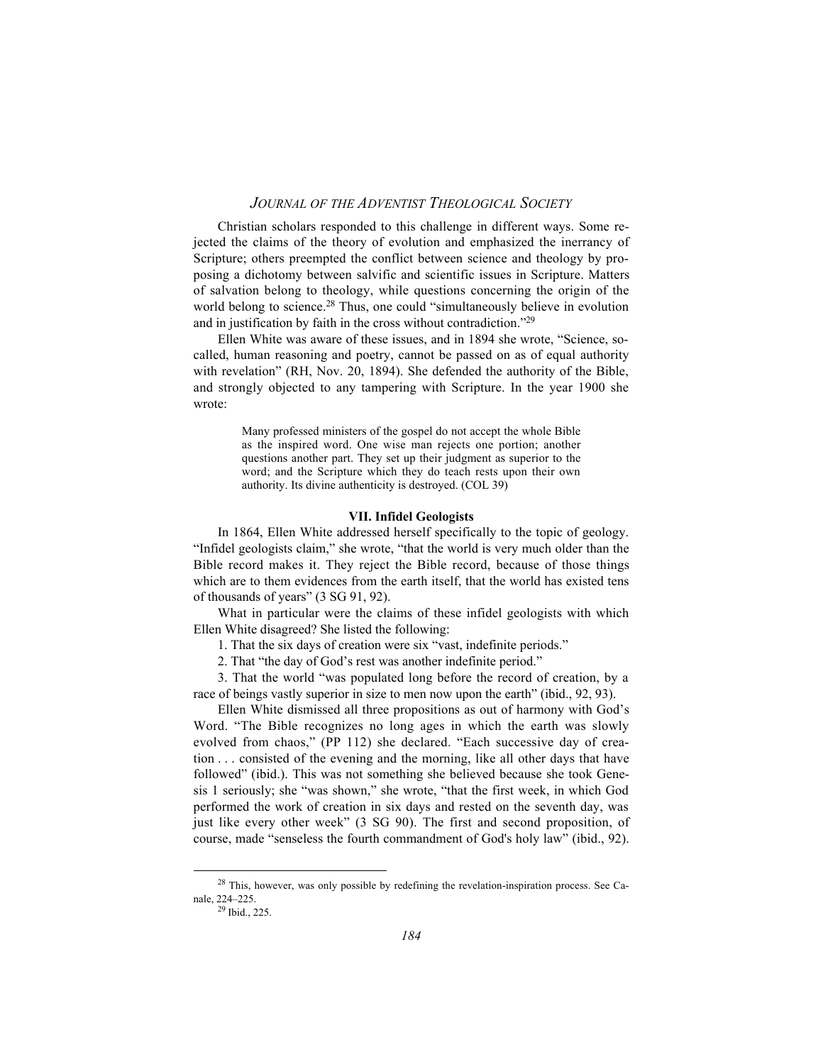Christian scholars responded to this challenge in different ways. Some rejected the claims of the theory of evolution and emphasized the inerrancy of Scripture; others preempted the conflict between science and theology by proposing a dichotomy between salvific and scientific issues in Scripture. Matters of salvation belong to theology, while questions concerning the origin of the world belong to science.[28] Thus, one could "simultaneously believe in evolution and in justification by faith in the cross without contradiction."[29]

Ellen White was aware of these issues, and in 1894 she wrote, "Science, so-called, human reasoning and poetry, cannot be passed on as of equal authority with revelation" (RH, Nov. 20, 1894). She defended the authority of the Bible, and strongly objected to any tampering with Scripture. In the year 1900 she wrote:

> Many professed ministers of the gospel do not accept the whole Bible as the inspired word. One wise man rejects one portion; another questions another part. They set up their judgment as superior to the word; and the Scripture which they do teach rests upon their own authority. Its divine authenticity is destroyed. (COL 39)

### VII. Infidel Geologists

In 1864, Ellen White addressed herself specifically to the topic of geology. "Infidel geologists claim," she wrote, "that the world is very much older than the Bible record makes it. They reject the Bible record, because of those things which are to them evidences from the earth itself, that the world has existed tens of thousands of years" (3 SG 91, 92).

What in particular were the claims of these infidel geologists with which Ellen White disagreed? She listed the following:

1. That the six days of creation were six "vast, indefinite periods."

2. That "the day of God's rest was another indefinite period."

3. That the world "was populated long before the record of creation, by a race of beings vastly superior in size to men now upon the earth" (ibid., 92, 93).

Ellen White dismissed all three propositions as out of harmony with God's Word. "The Bible recognizes no long ages in which the earth was slowly evolved from chaos," (PP 112) she declared. "Each successive day of creation . . . consisted of the evening and the morning, like all other days that have followed" (ibid.). This was not something she believed because she took Genesis 1 seriously; she "was shown," she wrote, "that the first week, in which God performed the work of creation in six days and rested on the seventh day, was just like every other week" (3 SG 90). The first and second proposition, of course, made "senseless the fourth commandment of God's holy law" (ibid., 92).

---

[28] This, however, was only possible by redefining the revelation-inspiration process. See Canale, 224–225.

[29] Ibid., 225.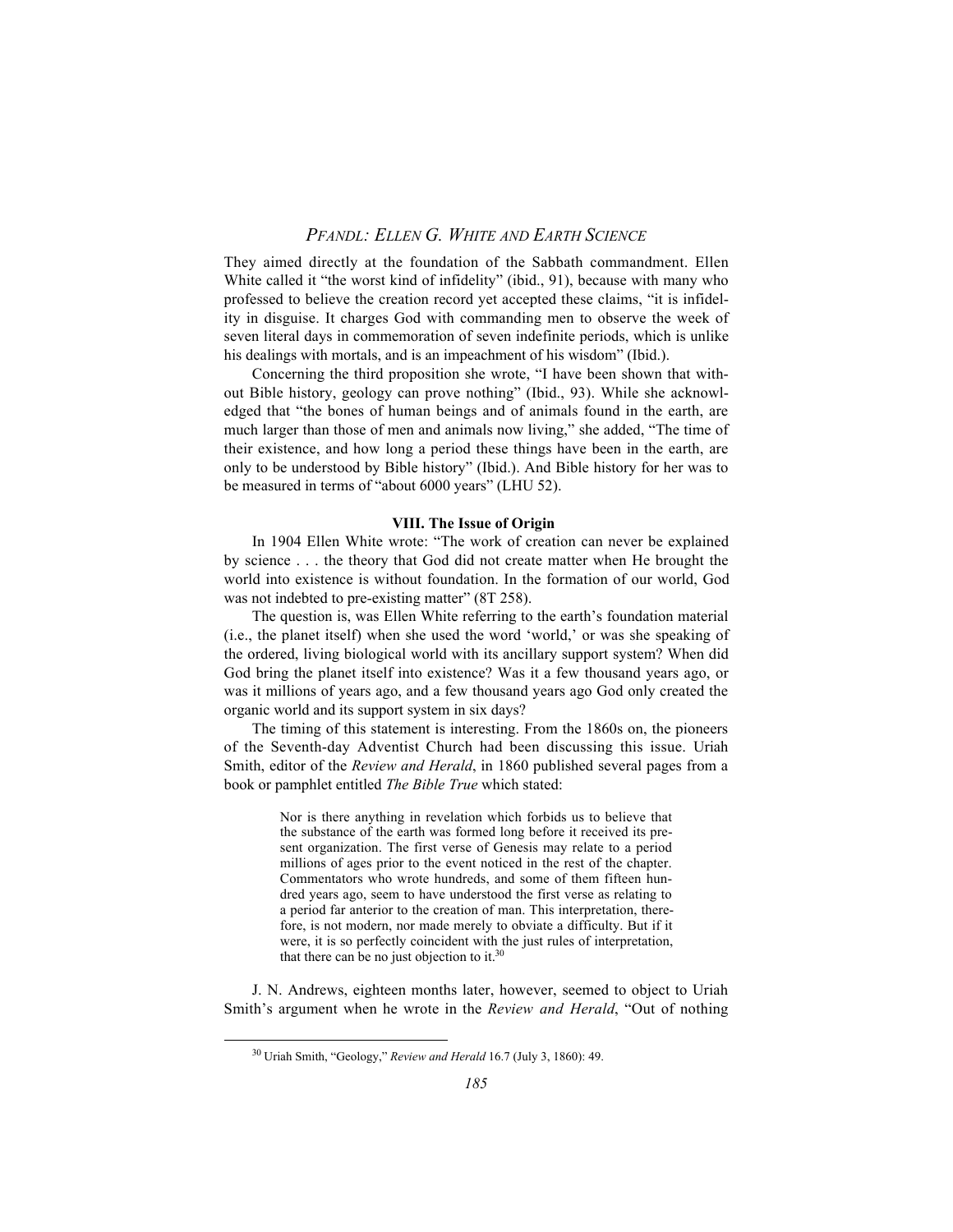They aimed directly at the foundation of the Sabbath commandment. Ellen White called it "the worst kind of infidelity" (ibid., 91), because with many who professed to believe the creation record yet accepted these claims, "it is infidelity in disguise. It charges God with commanding men to observe the week of seven literal days in commemoration of seven indefinite periods, which is unlike his dealings with mortals, and is an impeachment of his wisdom" (Ibid.).

Concerning the third proposition she wrote, "I have been shown that without Bible history, geology can prove nothing" (Ibid., 93). While she acknowledged that "the bones of human beings and of animals found in the earth, are much larger than those of men and animals now living," she added, "The time of their existence, and how long a period these things have been in the earth, are only to be understood by Bible history" (Ibid.). And Bible history for her was to be measured in terms of "about 6000 years" (LHU 52).

### VIII. The Issue of Origin

In 1904 Ellen White wrote: "The work of creation can never be explained by science . . . the theory that God did not create matter when He brought the world into existence is without foundation. In the formation of our world, God was not indebted to pre-existing matter" (8T 258).

The question is, was Ellen White referring to the earth's foundation material (i.e., the planet itself) when she used the word 'world,' or was she speaking of the ordered, living biological world with its ancillary support system? When did God bring the planet itself into existence? Was it a few thousand years ago, or was it millions of years ago, and a few thousand years ago God only created the organic world and its support system in six days?

The timing of this statement is interesting. From the 1860s on, the pioneers of the Seventh-day Adventist Church had been discussing this issue. Uriah Smith, editor of the *Review and Herald*, in 1860 published several pages from a book or pamphlet entitled *The Bible True* which stated:

> Nor is there anything in revelation which forbids us to believe that the substance of the earth was formed long before it received its present organization. The first verse of Genesis may relate to a period millions of ages prior to the event noticed in the rest of the chapter. Commentators who wrote hundreds, and some of them fifteen hundred years ago, seem to have understood the first verse as relating to a period far anterior to the creation of man. This interpretation, therefore, is not modern, nor made merely to obviate a difficulty. But if it were, it is so perfectly coincident with the just rules of interpretation, that there can be no just objection to it.[30]

J. N. Andrews, eighteen months later, however, seemed to object to Uriah Smith's argument when he wrote in the *Review and Herald*, "Out of nothing

[30] Uriah Smith, "Geology," *Review and Herald* 16.7 (July 3, 1860): 49.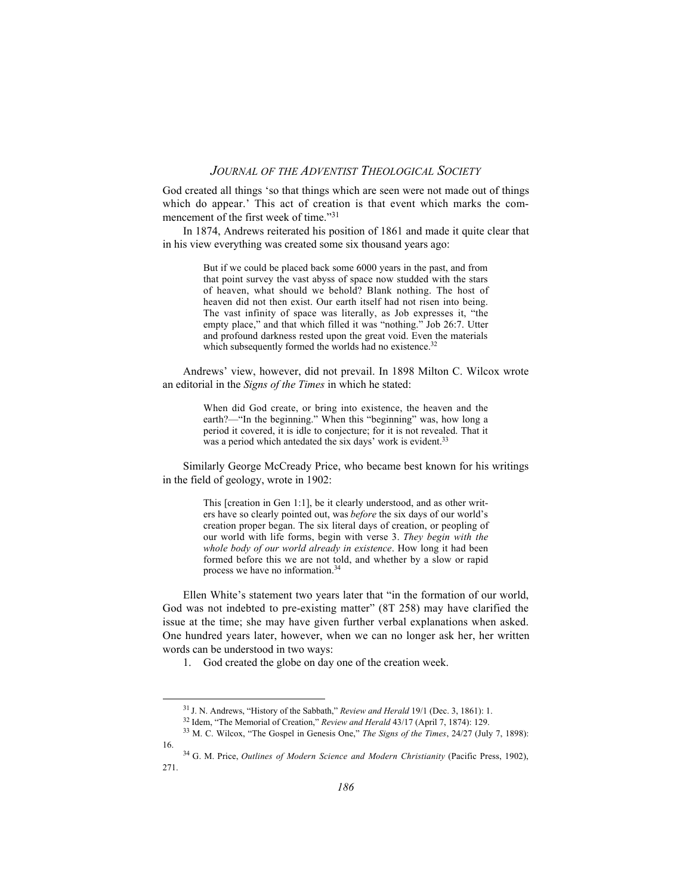God created all things 'so that things which are seen were not made out of things which do appear.' This act of creation is that event which marks the commencement of the first week of time."[31]

In 1874, Andrews reiterated his position of 1861 and made it quite clear that in his view everything was created some six thousand years ago:

> But if we could be placed back some 6000 years in the past, and from that point survey the vast abyss of space now studded with the stars of heaven, what should we behold? Blank nothing. The host of heaven did not then exist. Our earth itself had not risen into being. The vast infinity of space was literally, as Job expresses it, "the empty place," and that which filled it was "nothing." Job 26:7. Utter and profound darkness rested upon the great void. Even the materials which subsequently formed the worlds had no existence.[32]

Andrews' view, however, did not prevail. In 1898 Milton C. Wilcox wrote an editorial in the *Signs of the Times* in which he stated:

> When did God create, or bring into existence, the heaven and the earth?—"In the beginning." When this "beginning" was, how long a period it covered, it is idle to conjecture; for it is not revealed. That it was a period which antedated the six days' work is evident.[33]

Similarly George McCready Price, who became best known for his writings in the field of geology, wrote in 1902:

> This [creation in Gen 1:1], be it clearly understood, and as other writers have so clearly pointed out, was *before* the six days of our world's creation proper began. The six literal days of creation, or peopling of our world with life forms, begin with verse 3. *They begin with the whole body of our world already in existence*. How long it had been formed before this we are not told, and whether by a slow or rapid process we have no information.[34]

Ellen White's statement two years later that "in the formation of our world, God was not indebted to pre-existing matter" (8T 258) may have clarified the issue at the time; she may have given further verbal explanations when asked. One hundred years later, however, when we can no longer ask her, her written words can be understood in two ways:

1. God created the globe on day one of the creation week.

---

[31] J. N. Andrews, "History of the Sabbath," *Review and Herald* 19/1 (Dec. 3, 1861): 1.

[32] Idem, "The Memorial of Creation," *Review and Herald* 43/17 (April 7, 1874): 129.

[33] M. C. Wilcox, "The Gospel in Genesis One," *The Signs of the Times*, 24/27 (July 7, 1898): 16.

[34] G. M. Price, *Outlines of Modern Science and Modern Christianity* (Pacific Press, 1902), 271.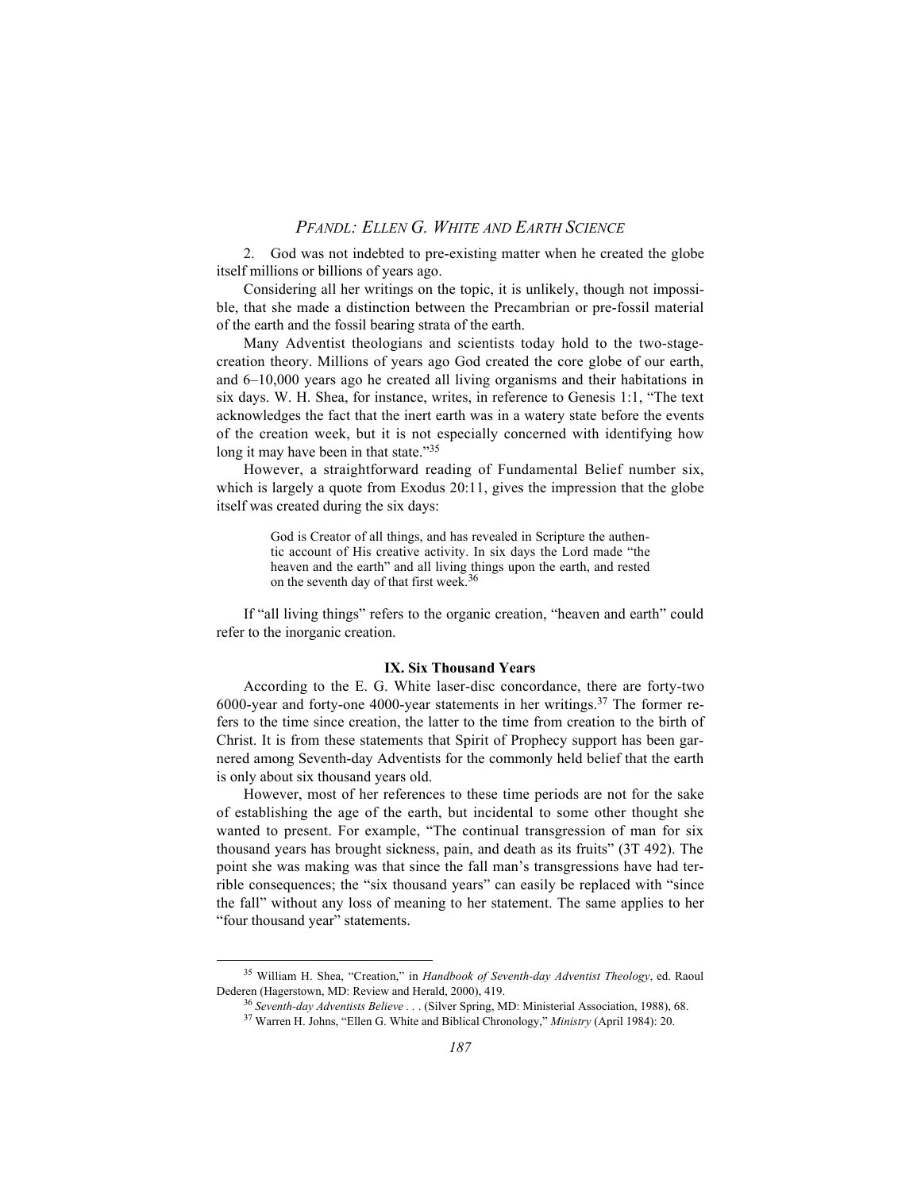2. God was not indebted to pre-existing matter when he created the globe itself millions or billions of years ago.

Considering all her writings on the topic, it is unlikely, though not impossible, that she made a distinction between the Precambrian or pre-fossil material of the earth and the fossil bearing strata of the earth.

Many Adventist theologians and scientists today hold to the two-stage-creation theory. Millions of years ago God created the core globe of our earth, and 6–10,000 years ago he created all living organisms and their habitations in six days. W. H. Shea, for instance, writes, in reference to Genesis 1:1, "The text acknowledges the fact that the inert earth was in a watery state before the events of the creation week, but it is not especially concerned with identifying how long it may have been in that state."[35]

However, a straightforward reading of Fundamental Belief number six, which is largely a quote from Exodus 20:11, gives the impression that the globe itself was created during the six days:

> God is Creator of all things, and has revealed in Scripture the authentic account of His creative activity. In six days the Lord made "the heaven and the earth" and all living things upon the earth, and rested on the seventh day of that first week.[36]

If "all living things" refers to the organic creation, "heaven and earth" could refer to the inorganic creation.

### IX. Six Thousand Years

According to the E. G. White laser-disc concordance, there are forty-two 6000-year and forty-one 4000-year statements in her writings.[37] The former refers to the time since creation, the latter to the time from creation to the birth of Christ. It is from these statements that Spirit of Prophecy support has been garnered among Seventh-day Adventists for the commonly held belief that the earth is only about six thousand years old.

However, most of her references to these time periods are not for the sake of establishing the age of the earth, but incidental to some other thought she wanted to present. For example, "The continual transgression of man for six thousand years has brought sickness, pain, and death as its fruits" (3T 492). The point she was making was that since the fall man's transgressions have had terrible consequences; the "six thousand years" can easily be replaced with "since the fall" without any loss of meaning to her statement. The same applies to her "four thousand year" statements.

---

[35] William H. Shea, "Creation," in *Handbook of Seventh-day Adventist Theology*, ed. Raoul Dederen (Hagerstown, MD: Review and Herald, 2000), 419.

[36] *Seventh-day Adventists Believe . . .* (Silver Spring, MD: Ministerial Association, 1988), 68.

[37] Warren H. Johns, "Ellen G. White and Biblical Chronology," *Ministry* (April 1984): 20.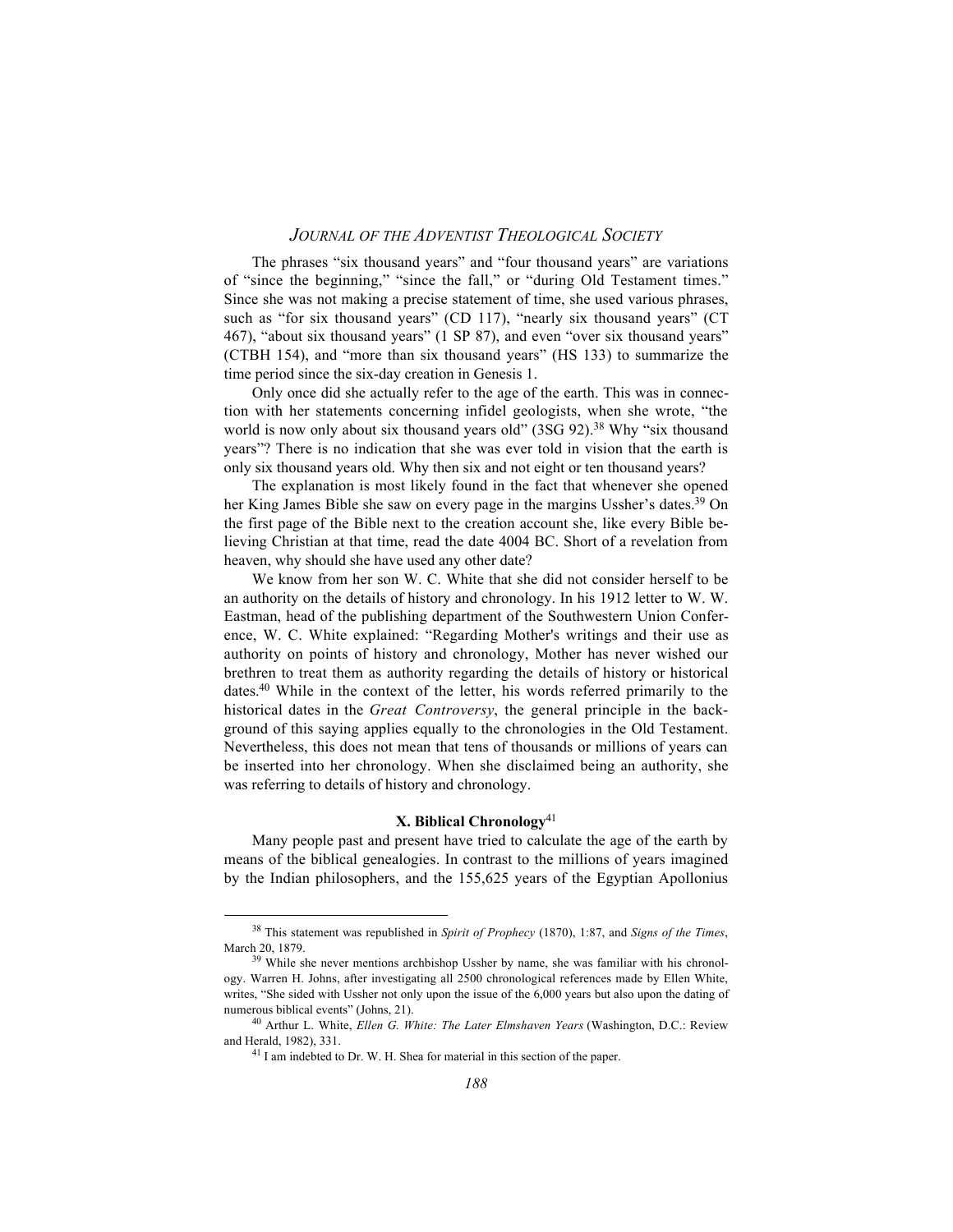The phrases "six thousand years" and "four thousand years" are variations of "since the beginning," "since the fall," or "during Old Testament times." Since she was not making a precise statement of time, she used various phrases, such as "for six thousand years" (CD 117), "nearly six thousand years" (CT 467), "about six thousand years" (1 SP 87), and even "over six thousand years" (CTBH 154), and "more than six thousand years" (HS 133) to summarize the time period since the six-day creation in Genesis 1.

Only once did she actually refer to the age of the earth. This was in connection with her statements concerning infidel geologists, when she wrote, "the world is now only about six thousand years old" (3SG 92).[38] Why "six thousand years"? There is no indication that she was ever told in vision that the earth is only six thousand years old. Why then six and not eight or ten thousand years?

The explanation is most likely found in the fact that whenever she opened her King James Bible she saw on every page in the margins Ussher's dates.[39] On the first page of the Bible next to the creation account she, like every Bible believing Christian at that time, read the date 4004 BC. Short of a revelation from heaven, why should she have used any other date?

We know from her son W. C. White that she did not consider herself to be an authority on the details of history and chronology. In his 1912 letter to W. W. Eastman, head of the publishing department of the Southwestern Union Conference, W. C. White explained: "Regarding Mother's writings and their use as authority on points of history and chronology, Mother has never wished our brethren to treat them as authority regarding the details of history or historical dates.[40] While in the context of the letter, his words referred primarily to the historical dates in the *Great Controversy*, the general principle in the background of this saying applies equally to the chronologies in the Old Testament. Nevertheless, this does not mean that tens of thousands or millions of years can be inserted into her chronology. When she disclaimed being an authority, she was referring to details of history and chronology.

## X. Biblical Chronology[41]

Many people past and present have tried to calculate the age of the earth by means of the biblical genealogies. In contrast to the millions of years imagined by the Indian philosophers, and the 155,625 years of the Egyptian Apollonius

---

[38] This statement was republished in *Spirit of Prophecy* (1870), 1:87, and *Signs of the Times*, March 20, 1879.

[39] While she never mentions archbishop Ussher by name, she was familiar with his chronology. Warren H. Johns, after investigating all 2500 chronological references made by Ellen White, writes, "She sided with Ussher not only upon the issue of the 6,000 years but also upon the dating of numerous biblical events" (Johns, 21).

[40] Arthur L. White, *Ellen G. White: The Later Elmshaven Years* (Washington, D.C.: Review and Herald, 1982), 331.

[41] I am indebted to Dr. W. H. Shea for material in this section of the paper.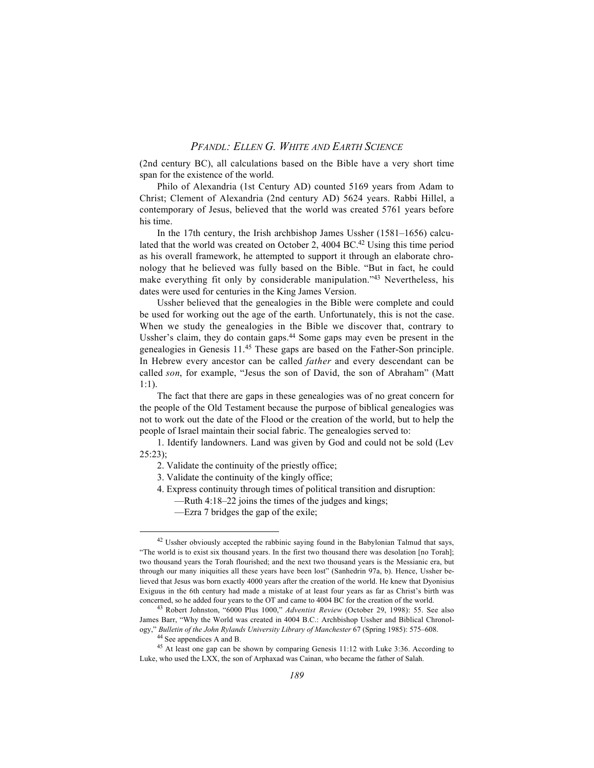(2nd century BC), all calculations based on the Bible have a very short time span for the existence of the world.

Philo of Alexandria (1st Century AD) counted 5169 years from Adam to Christ; Clement of Alexandria (2nd century AD) 5624 years. Rabbi Hillel, a contemporary of Jesus, believed that the world was created 5761 years before his time.

In the 17th century, the Irish archbishop James Ussher (1581–1656) calculated that the world was created on October 2, 4004 BC.[42] Using this time period as his overall framework, he attempted to support it through an elaborate chronology that he believed was fully based on the Bible. "But in fact, he could make everything fit only by considerable manipulation."[43] Nevertheless, his dates were used for centuries in the King James Version.

Ussher believed that the genealogies in the Bible were complete and could be used for working out the age of the earth. Unfortunately, this is not the case. When we study the genealogies in the Bible we discover that, contrary to Ussher's claim, they do contain gaps.[44] Some gaps may even be present in the genealogies in Genesis 11.[45] These gaps are based on the Father-Son principle. In Hebrew every ancestor can be called *father* and every descendant can be called *son*, for example, "Jesus the son of David, the son of Abraham" (Matt 1:1).

The fact that there are gaps in these genealogies was of no great concern for the people of the Old Testament because the purpose of biblical genealogies was not to work out the date of the Flood or the creation of the world, but to help the people of Israel maintain their social fabric. The genealogies served to:

1. Identify landowners. Land was given by God and could not be sold (Lev 25:23);
2. Validate the continuity of the priestly office;
3. Validate the continuity of the kingly office;
4. Express continuity through times of political transition and disruption:
   —Ruth 4:18–22 joins the times of the judges and kings;
   —Ezra 7 bridges the gap of the exile;

---

[42] Ussher obviously accepted the rabbinic saying found in the Babylonian Talmud that says, "The world is to exist six thousand years. In the first two thousand there was desolation [no Torah]; two thousand years the Torah flourished; and the next two thousand years is the Messianic era, but through our many iniquities all these years have been lost" (Sanhedrin 97a, b). Hence, Ussher believed that Jesus was born exactly 4000 years after the creation of the world. He knew that Dyonisius Exiguus in the 6th century had made a mistake of at least four years as far as Christ's birth was concerned, so he added four years to the OT and came to 4004 BC for the creation of the world.

[43] Robert Johnston, "6000 Plus 1000," *Adventist Review* (October 29, 1998): 55. See also James Barr, "Why the World was created in 4004 B.C.: Archbishop Ussher and Biblical Chronology," *Bulletin of the John Rylands University Library of Manchester* 67 (Spring 1985): 575–608.

[44] See appendices A and B.

[45] At least one gap can be shown by comparing Genesis 11:12 with Luke 3:36. According to Luke, who used the LXX, the son of Arphaxad was Cainan, who became the father of Salah.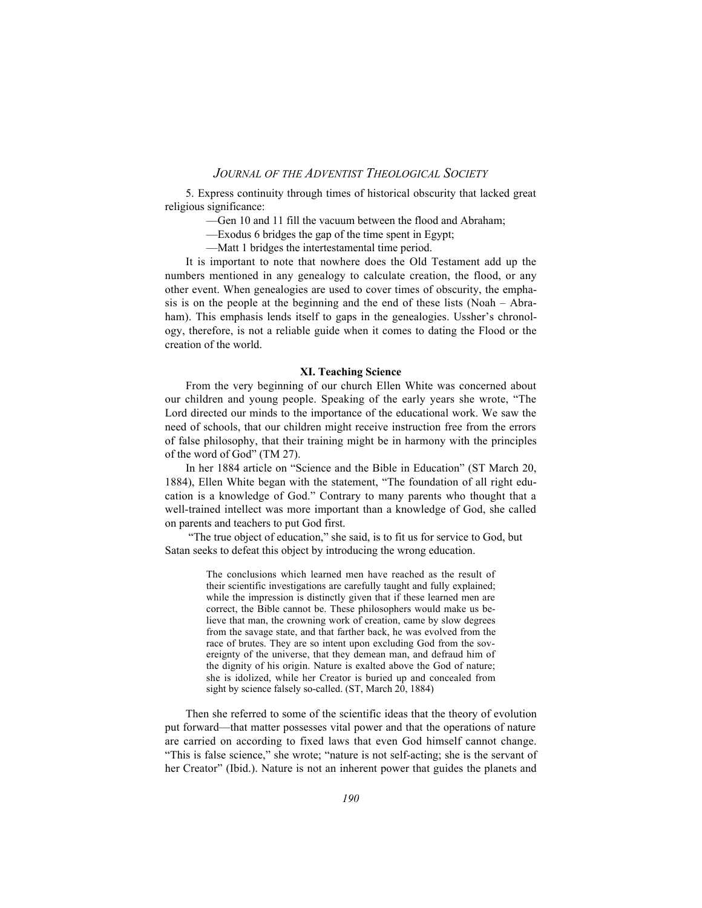5. Express continuity through times of historical obscurity that lacked great religious significance:

—Gen 10 and 11 fill the vacuum between the flood and Abraham;

—Exodus 6 bridges the gap of the time spent in Egypt;

—Matt 1 bridges the intertestamental time period.

It is important to note that nowhere does the Old Testament add up the numbers mentioned in any genealogy to calculate creation, the flood, or any other event. When genealogies are used to cover times of obscurity, the emphasis is on the people at the beginning and the end of these lists (Noah – Abraham). This emphasis lends itself to gaps in the genealogies. Ussher's chronology, therefore, is not a reliable guide when it comes to dating the Flood or the creation of the world.

### XI. Teaching Science

From the very beginning of our church Ellen White was concerned about our children and young people. Speaking of the early years she wrote, "The Lord directed our minds to the importance of the educational work. We saw the need of schools, that our children might receive instruction free from the errors of false philosophy, that their training might be in harmony with the principles of the word of God" (TM 27).

In her 1884 article on "Science and the Bible in Education" (ST March 20, 1884), Ellen White began with the statement, "The foundation of all right education is a knowledge of God." Contrary to many parents who thought that a well-trained intellect was more important than a knowledge of God, she called on parents and teachers to put God first.

"The true object of education," she said, is to fit us for service to God, but Satan seeks to defeat this object by introducing the wrong education.

> The conclusions which learned men have reached as the result of their scientific investigations are carefully taught and fully explained; while the impression is distinctly given that if these learned men are correct, the Bible cannot be. These philosophers would make us believe that man, the crowning work of creation, came by slow degrees from the savage state, and that farther back, he was evolved from the race of brutes. They are so intent upon excluding God from the sovereignty of the universe, that they demean man, and defraud him of the dignity of his origin. Nature is exalted above the God of nature; she is idolized, while her Creator is buried up and concealed from sight by science falsely so-called. (ST, March 20, 1884)

Then she referred to some of the scientific ideas that the theory of evolution put forward—that matter possesses vital power and that the operations of nature are carried on according to fixed laws that even God himself cannot change. "This is false science," she wrote; "nature is not self-acting; she is the servant of her Creator" (Ibid.). Nature is not an inherent power that guides the planets and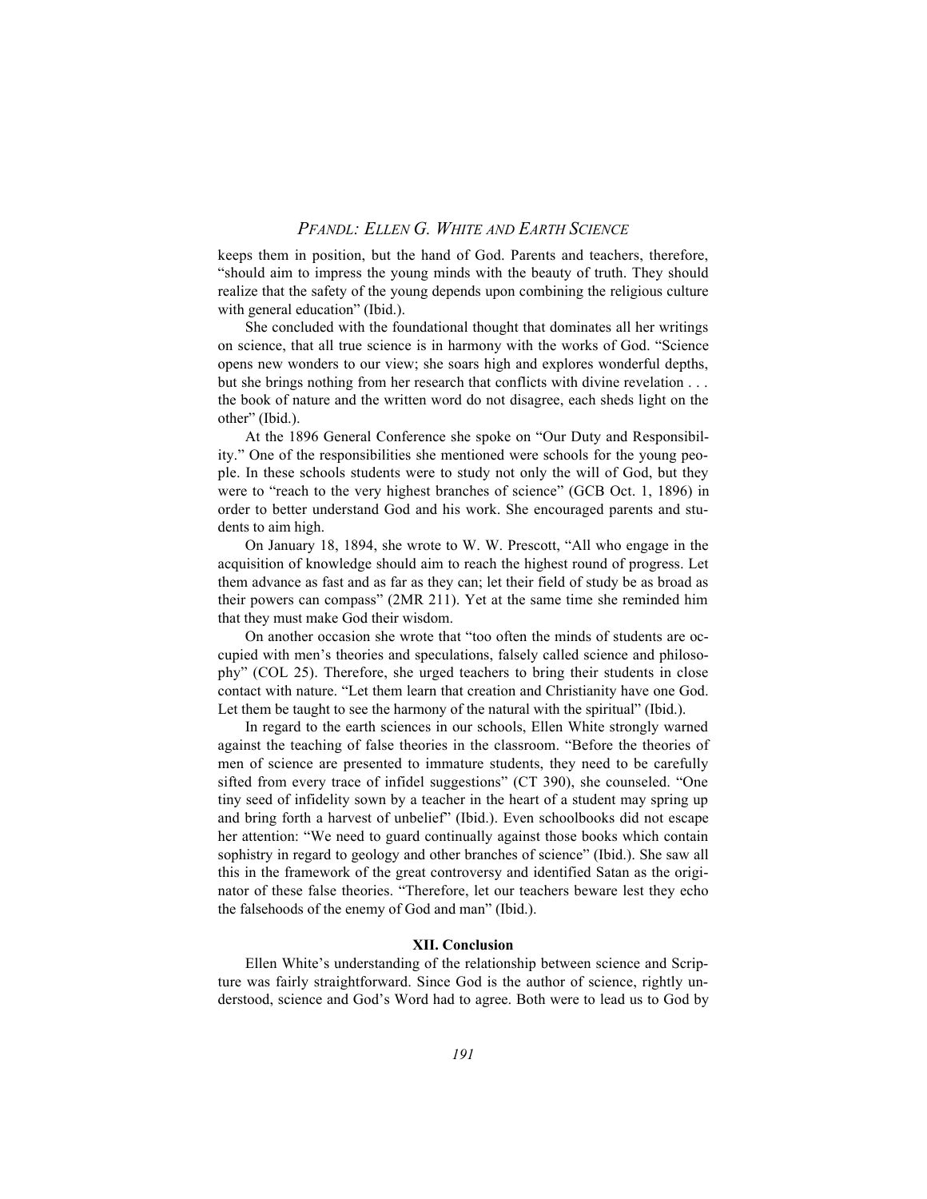keeps them in position, but the hand of God. Parents and teachers, therefore, "should aim to impress the young minds with the beauty of truth. They should realize that the safety of the young depends upon combining the religious culture with general education" (Ibid.).

She concluded with the foundational thought that dominates all her writings on science, that all true science is in harmony with the works of God. "Science opens new wonders to our view; she soars high and explores wonderful depths, but she brings nothing from her research that conflicts with divine revelation . . . the book of nature and the written word do not disagree, each sheds light on the other" (Ibid.).

At the 1896 General Conference she spoke on "Our Duty and Responsibility." One of the responsibilities she mentioned were schools for the young people. In these schools students were to study not only the will of God, but they were to "reach to the very highest branches of science" (GCB Oct. 1, 1896) in order to better understand God and his work. She encouraged parents and students to aim high.

On January 18, 1894, she wrote to W. W. Prescott, "All who engage in the acquisition of knowledge should aim to reach the highest round of progress. Let them advance as fast and as far as they can; let their field of study be as broad as their powers can compass" (2MR 211). Yet at the same time she reminded him that they must make God their wisdom.

On another occasion she wrote that "too often the minds of students are occupied with men's theories and speculations, falsely called science and philosophy" (COL 25). Therefore, she urged teachers to bring their students in close contact with nature. "Let them learn that creation and Christianity have one God. Let them be taught to see the harmony of the natural with the spiritual" (Ibid.).

In regard to the earth sciences in our schools, Ellen White strongly warned against the teaching of false theories in the classroom. "Before the theories of men of science are presented to immature students, they need to be carefully sifted from every trace of infidel suggestions" (CT 390), she counseled. "One tiny seed of infidelity sown by a teacher in the heart of a student may spring up and bring forth a harvest of unbelief" (Ibid.). Even schoolbooks did not escape her attention: "We need to guard continually against those books which contain sophistry in regard to geology and other branches of science" (Ibid.). She saw all this in the framework of the great controversy and identified Satan as the originator of these false theories. "Therefore, let our teachers beware lest they echo the falsehoods of the enemy of God and man" (Ibid.).

### XII. Conclusion

Ellen White's understanding of the relationship between science and Scripture was fairly straightforward. Since God is the author of science, rightly understood, science and God's Word had to agree. Both were to lead us to God by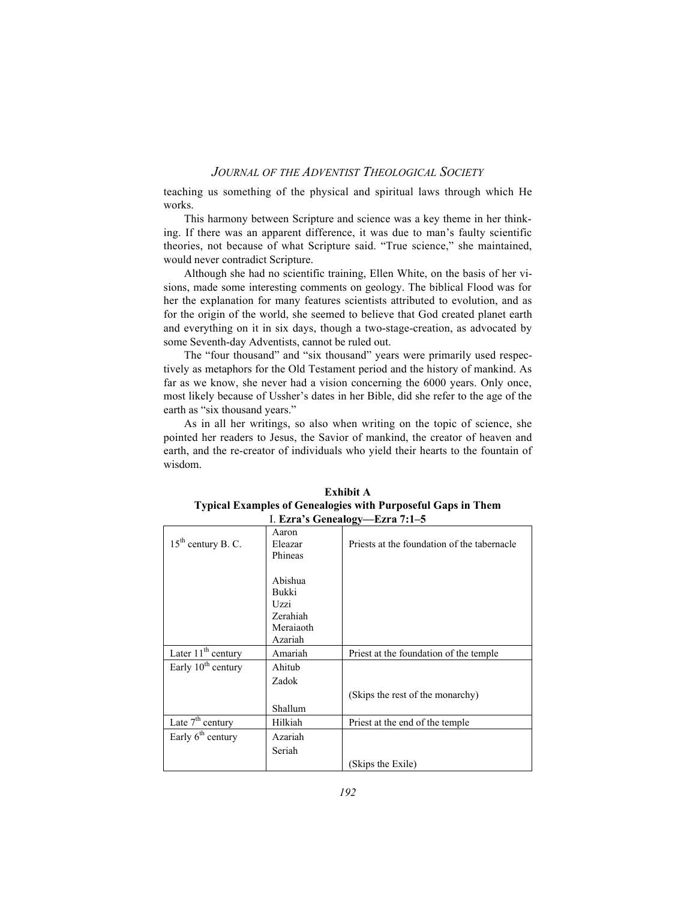teaching us something of the physical and spiritual laws through which He works.

This harmony between Scripture and science was a key theme in her thinking. If there was an apparent difference, it was due to man's faulty scientific theories, not because of what Scripture said. "True science," she maintained, would never contradict Scripture.

Although she had no scientific training, Ellen White, on the basis of her visions, made some interesting comments on geology. The biblical Flood was for her the explanation for many features scientists attributed to evolution, and as for the origin of the world, she seemed to believe that God created planet earth and everything on it in six days, though a two-stage-creation, as advocated by some Seventh-day Adventists, cannot be ruled out.

The "four thousand" and "six thousand" years were primarily used respectively as metaphors for the Old Testament period and the history of mankind. As far as we know, she never had a vision concerning the 6000 years. Only once, most likely because of Ussher's dates in her Bible, did she refer to the age of the earth as "six thousand years."

As in all her writings, so also when writing on the topic of science, she pointed her readers to Jesus, the Savior of mankind, the creator of heaven and earth, and the re-creator of individuals who yield their hearts to the fountain of wisdom.

**Exhibit A**
**Typical Examples of Genealogies with Purposeful Gaps in Them**
I. **Ezra's Genealogy—Ezra 7:1–5**

| | | |
|---|---|---|
| 15th century B. C. | Aaron<br>Eleazar<br>Phineas<br><br>Abishua<br>Bukki<br>Uzzi<br>Zerahiah<br>Meraiaoth<br>Azariah | Priests at the foundation of the tabernacle |
| Later 11th century | Amariah | Priest at the foundation of the temple |
| Early 10th century | Ahitub<br>Zadok<br><br>Shallum | <br><br>(Skips the rest of the monarchy) |
| Late 7th century | Hilkiah | Priest at the end of the temple |
| Early 6th century | Azariah<br>Seriah | <br><br>(Skips the Exile) |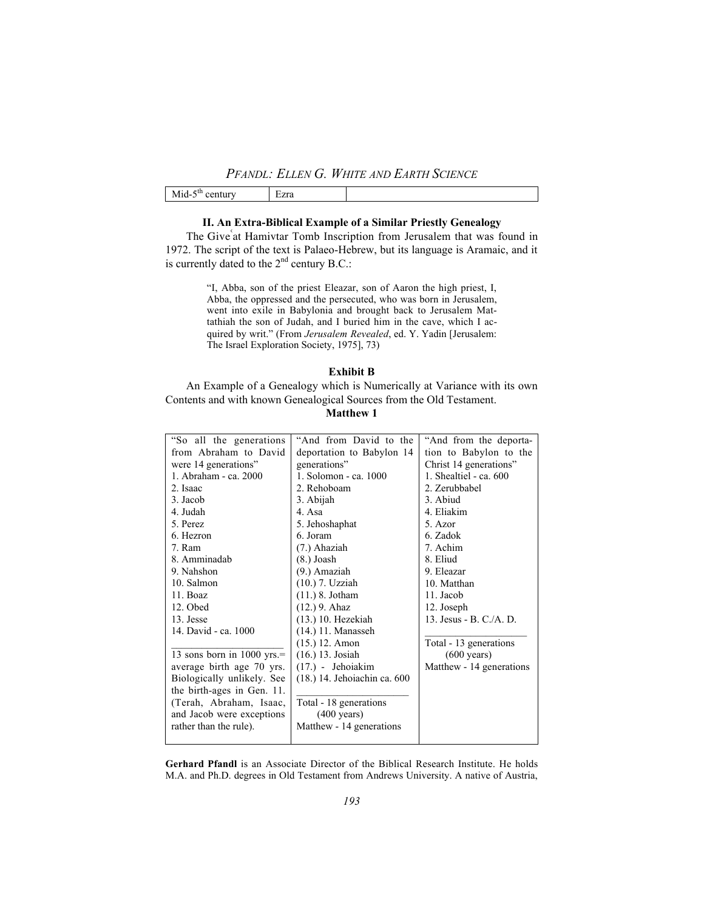| Mid-5th century | Ezra | |
|---|---|---|

## II. An Extra-Biblical Example of a Similar Priestly Genealogy

The Giveʿat Hamivtar Tomb Inscription from Jerusalem that was found in 1972. The script of the text is Palaeo-Hebrew, but its language is Aramaic, and it is currently dated to the 2nd century B.C.:

> "I, Abba, son of the priest Eleazar, son of Aaron the high priest, I, Abba, the oppressed and the persecuted, who was born in Jerusalem, went into exile in Babylonia and brought back to Jerusalem Mattathiah the son of Judah, and I buried him in the cave, which I acquired by writ." (From *Jerusalem Revealed*, ed. Y. Yadin [Jerusalem: The Israel Exploration Society, 1975], 73)

## Exhibit B

An Example of a Genealogy which is Numerically at Variance with its own Contents and with known Genealogical Sources from the Old Testament.

**Matthew 1**

| "So all the generations from Abraham to David were 14 generations" | "And from David to the deportation to Babylon 14 generations" | "And from the deportation to Babylon to the Christ 14 generations" |
|---|---|---|
| 1. Abraham - ca. 2000 | 1. Solomon - ca. 1000 | 1. Shealtiel - ca. 600 |
| 2. Isaac | 2. Rehoboam | 2. Zerubbabel |
| 3. Jacob | 3. Abijah | 3. Abiud |
| 4. Judah | 4. Asa | 4. Eliakim |
| 5. Perez | 5. Jehoshaphat | 5. Azor |
| 6. Hezron | 6. Joram | 6. Zadok |
| 7. Ram | (7.) Ahaziah | 7. Achim |
| 8. Amminadab | (8.) Joash | 8. Eliud |
| 9. Nahshon | (9.) Amaziah | 9. Eleazar |
| 10. Salmon | (10.) 7. Uzziah | 10. Matthan |
| 11. Boaz | (11.) 8. Jotham | 11. Jacob |
| 12. Obed | (12.) 9. Ahaz | 12. Joseph |
| 13. Jesse | (13.) 10. Hezekiah | 13. Jesus - B. C./A. D. |
| 14. David - ca. 1000 | (14.) 11. Manasseh | |
| | (15.) 12. Amon | Total - 13 generations (600 years) |
| 13 sons born in 1000 yrs.= average birth age 70 yrs. Biologically unlikely. See the birth-ages in Gen. 11. (Terah, Abraham, Isaac, and Jacob were exceptions rather than the rule). | (16.) 13. Josiah | Matthew - 14 generations |
| | (17.) - Jehoiakim | |
| | (18.) 14. Jehoiachin ca. 600 | |
| | Total - 18 generations (400 years) | |
| | Matthew - 14 generations | |

**Gerhard Pfandl** is an Associate Director of the Biblical Research Institute. He holds M.A. and Ph.D. degrees in Old Testament from Andrews University. A native of Austria,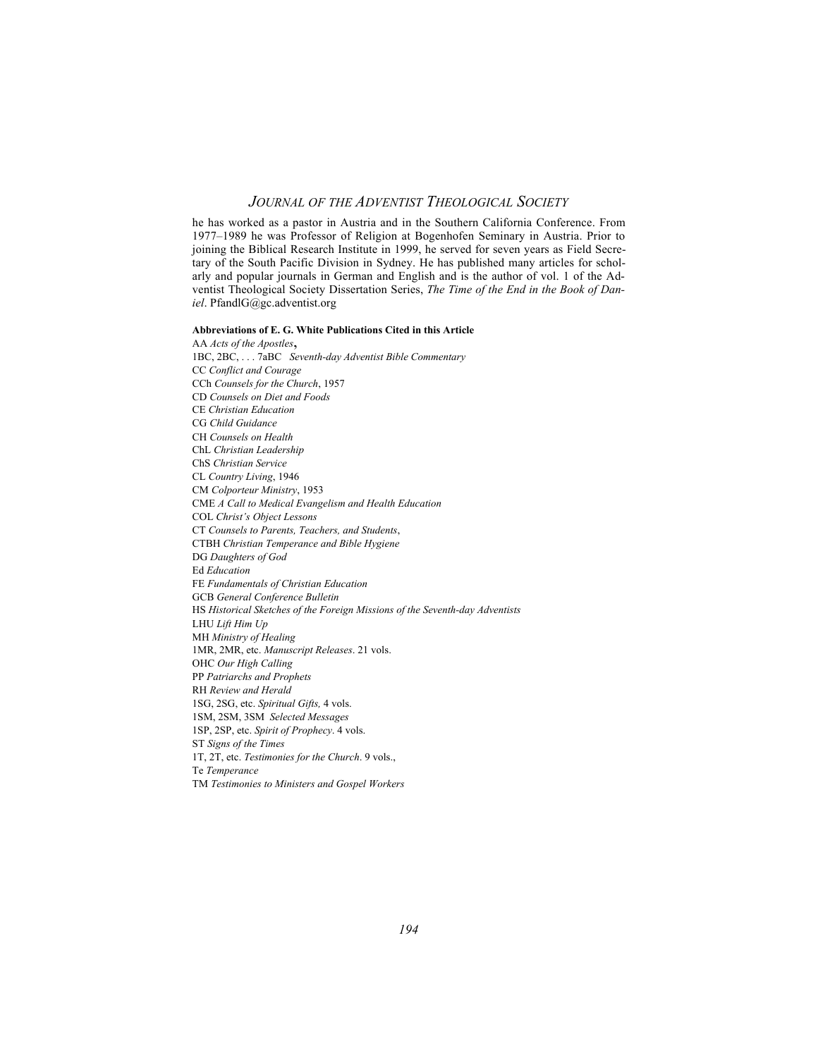he has worked as a pastor in Austria and in the Southern California Conference. From 1977–1989 he was Professor of Religion at Bogenhofen Seminary in Austria. Prior to joining the Biblical Research Institute in 1999, he served for seven years as Field Secretary of the South Pacific Division in Sydney. He has published many articles for scholarly and popular journals in German and English and is the author of vol. 1 of the Adventist Theological Society Dissertation Series, *The Time of the End in the Book of Daniel*. PfandlG@gc.adventist.org

**Abbreviations of E. G. White Publications Cited in this Article**

AA *Acts of the Apostles*,
1BC, 2BC, . . . 7aBC *Seventh-day Adventist Bible Commentary*
CC *Conflict and Courage*
CCh *Counsels for the Church*, 1957
CD *Counsels on Diet and Foods*
CE *Christian Education*
CG *Child Guidance*
CH *Counsels on Health*
ChL *Christian Leadership*
ChS *Christian Service*
CL *Country Living*, 1946
CM *Colporteur Ministry*, 1953
CME *A Call to Medical Evangelism and Health Education*
COL *Christ's Object Lessons*
CT *Counsels to Parents, Teachers, and Students*,
CTBH *Christian Temperance and Bible Hygiene*
DG *Daughters of God*
Ed *Education*
FE *Fundamentals of Christian Education*
GCB *General Conference Bulletin*
HS *Historical Sketches of the Foreign Missions of the Seventh-day Adventists*
LHU *Lift Him Up*
MH *Ministry of Healing*
1MR, 2MR, etc. *Manuscript Releases*. 21 vols.
OHC *Our High Calling*
PP *Patriarchs and Prophets*
RH *Review and Herald*
1SG, 2SG, etc. *Spiritual Gifts,* 4 vols.
1SM, 2SM, 3SM *Selected Messages*
1SP, 2SP, etc. *Spirit of Prophecy*. 4 vols.
ST *Signs of the Times*
1T, 2T, etc. *Testimonies for the Church*. 9 vols.,
Te *Temperance*
TM *Testimonies to Ministers and Gospel Workers*